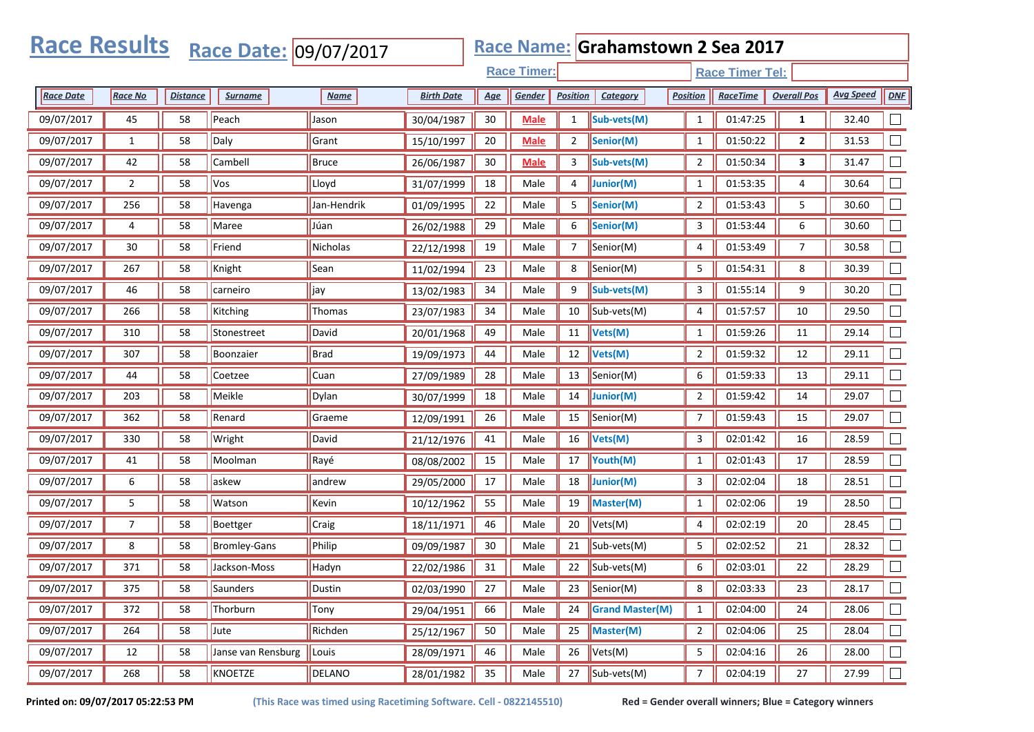# Race Results

**Race Date:** 09/07/2017

**Race Name:** Grahamstown 2 Sea 2017

**Race Timer:**

**Race Timer Tel:**

| Race Date | Race No | Distance | Surname | Name | Birth Date | Age | Gender | Position | Category | Position | RaceTime | Overall Pos | Avg Speed | DNF |
|---|---|---|---|---|---|---|---|---|---|---|---|---|---|---|
| 09/07/2017 | 45 | 58 | Peach | Jason | 30/04/1987 | 30 | **Male** | 1 | **Sub-vets(M)** | 1 | 01:47:25 | **1** | 32.40 | ☐ |
| 09/07/2017 | 1 | 58 | Daly | Grant | 15/10/1997 | 20 | **Male** | 2 | **Senior(M)** | 1 | 01:50:22 | **2** | 31.53 | ☐ |
| 09/07/2017 | 42 | 58 | Cambell | Bruce | 26/06/1987 | 30 | **Male** | 3 | **Sub-vets(M)** | 2 | 01:50:34 | **3** | 31.47 | ☐ |
| 09/07/2017 | 2 | 58 | Vos | Lloyd | 31/07/1999 | 18 | Male | 4 | **Junior(M)** | 1 | 01:53:35 | 4 | 30.64 | ☐ |
| 09/07/2017 | 256 | 58 | Havenga | Jan-Hendrik | 01/09/1995 | 22 | Male | 5 | **Senior(M)** | 2 | 01:53:43 | 5 | 30.60 | ☐ |
| 09/07/2017 | 4 | 58 | Maree | Júan | 26/02/1988 | 29 | Male | 6 | **Senior(M)** | 3 | 01:53:44 | 6 | 30.60 | ☐ |
| 09/07/2017 | 30 | 58 | Friend | Nicholas | 22/12/1998 | 19 | Male | 7 | Senior(M) | 4 | 01:53:49 | 7 | 30.58 | ☐ |
| 09/07/2017 | 267 | 58 | Knight | Sean | 11/02/1994 | 23 | Male | 8 | Senior(M) | 5 | 01:54:31 | 8 | 30.39 | ☐ |
| 09/07/2017 | 46 | 58 | carneiro | jay | 13/02/1983 | 34 | Male | 9 | **Sub-vets(M)** | 3 | 01:55:14 | 9 | 30.20 | ☐ |
| 09/07/2017 | 266 | 58 | Kitching | Thomas | 23/07/1983 | 34 | Male | 10 | Sub-vets(M) | 4 | 01:57:57 | 10 | 29.50 | ☐ |
| 09/07/2017 | 310 | 58 | Stonestreet | David | 20/01/1968 | 49 | Male | 11 | **Vets(M)** | 1 | 01:59:26 | 11 | 29.14 | ☐ |
| 09/07/2017 | 307 | 58 | Boonzaier | Brad | 19/09/1973 | 44 | Male | 12 | **Vets(M)** | 2 | 01:59:32 | 12 | 29.11 | ☐ |
| 09/07/2017 | 44 | 58 | Coetzee | Cuan | 27/09/1989 | 28 | Male | 13 | Senior(M) | 6 | 01:59:33 | 13 | 29.11 | ☐ |
| 09/07/2017 | 203 | 58 | Meikle | Dylan | 30/07/1999 | 18 | Male | 14 | **Junior(M)** | 2 | 01:59:42 | 14 | 29.07 | ☐ |
| 09/07/2017 | 362 | 58 | Renard | Graeme | 12/09/1991 | 26 | Male | 15 | Senior(M) | 7 | 01:59:43 | 15 | 29.07 | ☐ |
| 09/07/2017 | 330 | 58 | Wright | David | 21/12/1976 | 41 | Male | 16 | **Vets(M)** | 3 | 02:01:42 | 16 | 28.59 | ☐ |
| 09/07/2017 | 41 | 58 | Moolman | Rayé | 08/08/2002 | 15 | Male | 17 | **Youth(M)** | 1 | 02:01:43 | 17 | 28.59 | ☐ |
| 09/07/2017 | 6 | 58 | askew | andrew | 29/05/2000 | 17 | Male | 18 | **Junior(M)** | 3 | 02:02:04 | 18 | 28.51 | ☐ |
| 09/07/2017 | 5 | 58 | Watson | Kevin | 10/12/1962 | 55 | Male | 19 | **Master(M)** | 1 | 02:02:06 | 19 | 28.50 | ☐ |
| 09/07/2017 | 7 | 58 | Boettger | Craig | 18/11/1971 | 46 | Male | 20 | Vets(M) | 4 | 02:02:19 | 20 | 28.45 | ☐ |
| 09/07/2017 | 8 | 58 | Bromley-Gans | Philip | 09/09/1987 | 30 | Male | 21 | Sub-vets(M) | 5 | 02:02:52 | 21 | 28.32 | ☐ |
| 09/07/2017 | 371 | 58 | Jackson-Moss | Hadyn | 22/02/1986 | 31 | Male | 22 | Sub-vets(M) | 6 | 02:03:01 | 22 | 28.29 | ☐ |
| 09/07/2017 | 375 | 58 | Saunders | Dustin | 02/03/1990 | 27 | Male | 23 | Senior(M) | 8 | 02:03:33 | 23 | 28.17 | ☐ |
| 09/07/2017 | 372 | 58 | Thorburn | Tony | 29/04/1951 | 66 | Male | 24 | **Grand Master(M)** | 1 | 02:04:00 | 24 | 28.06 | ☐ |
| 09/07/2017 | 264 | 58 | Jute | Richden | 25/12/1967 | 50 | Male | 25 | **Master(M)** | 2 | 02:04:06 | 25 | 28.04 | ☐ |
| 09/07/2017 | 12 | 58 | Janse van Rensburg | Louis | 28/09/1971 | 46 | Male | 26 | Vets(M) | 5 | 02:04:16 | 26 | 28.00 | ☐ |
| 09/07/2017 | 268 | 58 | KNOETZE | DELANO | 28/01/1982 | 35 | Male | 27 | Sub-vets(M) | 7 | 02:04:19 | 27 | 27.99 | ☐ |

**Printed on: 09/07/2017 05:22:53 PM** (This Race was timed using Racetiming Software. Cell - 0822145510) **Red = Gender overall winners; Blue = Category winners**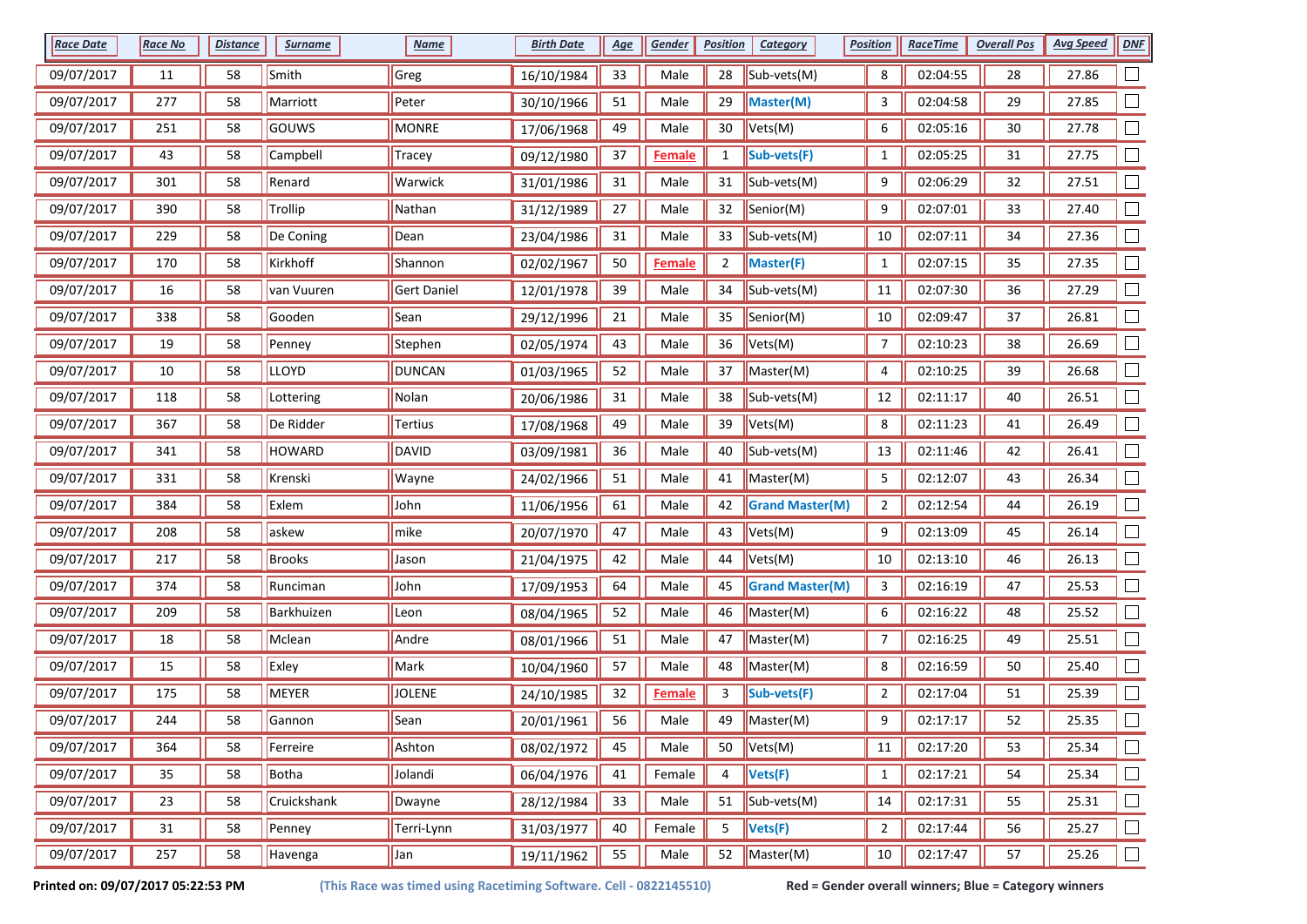| Race Date | Race No | Distance | Surname | Name | Birth Date | Age | Gender | Position | Category | Position | RaceTime | Overall Pos | Avg Speed | DNF |
|---|---|---|---|---|---|---|---|---|---|---|---|---|---|---|
| 09/07/2017 | 11 | 58 | Smith | Greg | 16/10/1984 | 33 | Male | 28 | Sub-vets(M) | 8 | 02:04:55 | 28 | 27.86 | ☐ |
| 09/07/2017 | 277 | 58 | Marriott | Peter | 30/10/1966 | 51 | Male | 29 | **Master(M)** | 3 | 02:04:58 | 29 | 27.85 | ☐ |
| 09/07/2017 | 251 | 58 | GOUWS | MONRE | 17/06/1968 | 49 | Male | 30 | Vets(M) | 6 | 02:05:16 | 30 | 27.78 | ☐ |
| 09/07/2017 | 43 | 58 | Campbell | Tracey | 09/12/1980 | 37 | **Female** | 1 | **Sub-vets(F)** | 1 | 02:05:25 | 31 | 27.75 | ☐ |
| 09/07/2017 | 301 | 58 | Renard | Warwick | 31/01/1986 | 31 | Male | 31 | Sub-vets(M) | 9 | 02:06:29 | 32 | 27.51 | ☐ |
| 09/07/2017 | 390 | 58 | Trollip | Nathan | 31/12/1989 | 27 | Male | 32 | Senior(M) | 9 | 02:07:01 | 33 | 27.40 | ☐ |
| 09/07/2017 | 229 | 58 | De Coning | Dean | 23/04/1986 | 31 | Male | 33 | Sub-vets(M) | 10 | 02:07:11 | 34 | 27.36 | ☐ |
| 09/07/2017 | 170 | 58 | Kirkhoff | Shannon | 02/02/1967 | 50 | **Female** | 2 | **Master(F)** | 1 | 02:07:15 | 35 | 27.35 | ☐ |
| 09/07/2017 | 16 | 58 | van Vuuren | Gert Daniel | 12/01/1978 | 39 | Male | 34 | Sub-vets(M) | 11 | 02:07:30 | 36 | 27.29 | ☐ |
| 09/07/2017 | 338 | 58 | Gooden | Sean | 29/12/1996 | 21 | Male | 35 | Senior(M) | 10 | 02:09:47 | 37 | 26.81 | ☐ |
| 09/07/2017 | 19 | 58 | Penney | Stephen | 02/05/1974 | 43 | Male | 36 | Vets(M) | 7 | 02:10:23 | 38 | 26.69 | ☐ |
| 09/07/2017 | 10 | 58 | LLOYD | DUNCAN | 01/03/1965 | 52 | Male | 37 | Master(M) | 4 | 02:10:25 | 39 | 26.68 | ☐ |
| 09/07/2017 | 118 | 58 | Lottering | Nolan | 20/06/1986 | 31 | Male | 38 | Sub-vets(M) | 12 | 02:11:17 | 40 | 26.51 | ☐ |
| 09/07/2017 | 367 | 58 | De Ridder | Tertius | 17/08/1968 | 49 | Male | 39 | Vets(M) | 8 | 02:11:23 | 41 | 26.49 | ☐ |
| 09/07/2017 | 341 | 58 | HOWARD | DAVID | 03/09/1981 | 36 | Male | 40 | Sub-vets(M) | 13 | 02:11:46 | 42 | 26.41 | ☐ |
| 09/07/2017 | 331 | 58 | Krenski | Wayne | 24/02/1966 | 51 | Male | 41 | Master(M) | 5 | 02:12:07 | 43 | 26.34 | ☐ |
| 09/07/2017 | 384 | 58 | Exlem | John | 11/06/1956 | 61 | Male | 42 | **Grand Master(M)** | 2 | 02:12:54 | 44 | 26.19 | ☐ |
| 09/07/2017 | 208 | 58 | askew | mike | 20/07/1970 | 47 | Male | 43 | Vets(M) | 9 | 02:13:09 | 45 | 26.14 | ☐ |
| 09/07/2017 | 217 | 58 | Brooks | Jason | 21/04/1975 | 42 | Male | 44 | Vets(M) | 10 | 02:13:10 | 46 | 26.13 | ☐ |
| 09/07/2017 | 374 | 58 | Runciman | John | 17/09/1953 | 64 | Male | 45 | **Grand Master(M)** | 3 | 02:16:19 | 47 | 25.53 | ☐ |
| 09/07/2017 | 209 | 58 | Barkhuizen | Leon | 08/04/1965 | 52 | Male | 46 | Master(M) | 6 | 02:16:22 | 48 | 25.52 | ☐ |
| 09/07/2017 | 18 | 58 | Mclean | Andre | 08/01/1966 | 51 | Male | 47 | Master(M) | 7 | 02:16:25 | 49 | 25.51 | ☐ |
| 09/07/2017 | 15 | 58 | Exley | Mark | 10/04/1960 | 57 | Male | 48 | Master(M) | 8 | 02:16:59 | 50 | 25.40 | ☐ |
| 09/07/2017 | 175 | 58 | MEYER | JOLENE | 24/10/1985 | 32 | **Female** | 3 | **Sub-vets(F)** | 2 | 02:17:04 | 51 | 25.39 | ☐ |
| 09/07/2017 | 244 | 58 | Gannon | Sean | 20/01/1961 | 56 | Male | 49 | Master(M) | 9 | 02:17:17 | 52 | 25.35 | ☐ |
| 09/07/2017 | 364 | 58 | Ferreire | Ashton | 08/02/1972 | 45 | Male | 50 | Vets(M) | 11 | 02:17:20 | 53 | 25.34 | ☐ |
| 09/07/2017 | 35 | 58 | Botha | Jolandi | 06/04/1976 | 41 | Female | 4 | **Vets(F)** | 1 | 02:17:21 | 54 | 25.34 | ☐ |
| 09/07/2017 | 23 | 58 | Cruickshank | Dwayne | 28/12/1984 | 33 | Male | 51 | Sub-vets(M) | 14 | 02:17:31 | 55 | 25.31 | ☐ |
| 09/07/2017 | 31 | 58 | Penney | Terri-Lynn | 31/03/1977 | 40 | Female | 5 | **Vets(F)** | 2 | 02:17:44 | 56 | 25.27 | ☐ |
| 09/07/2017 | 257 | 58 | Havenga | Jan | 19/11/1962 | 55 | Male | 52 | Master(M) | 10 | 02:17:47 | 57 | 25.26 | ☐ |

**Printed on: 09/07/2017 05:22:53 PM** **(This Race was timed using Racetiming Software. Cell - 0822145510)** **Red = Gender overall winners; Blue = Category winners**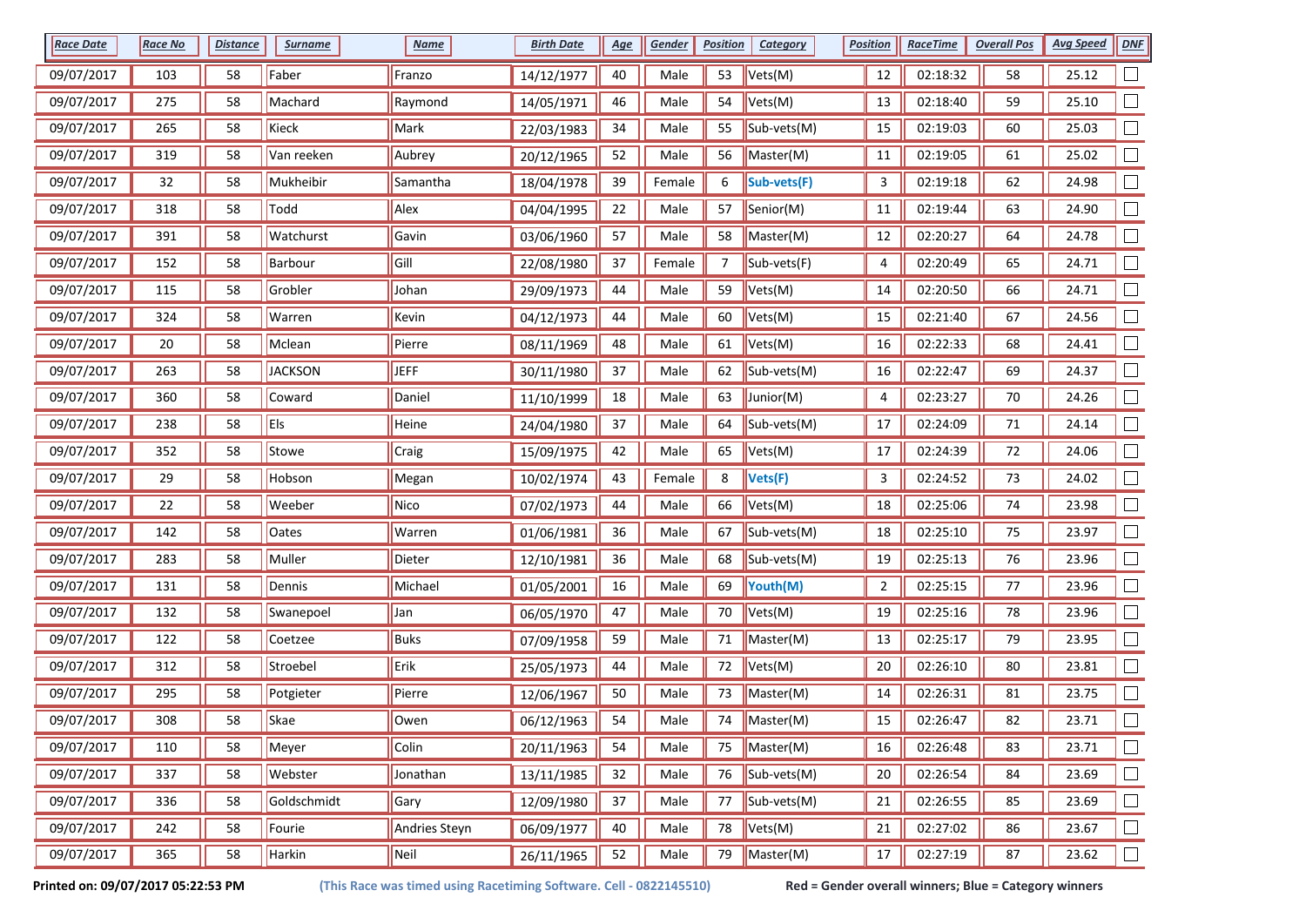| Race Date | Race No | Distance | Surname | Name | Birth Date | Age | Gender | Position | Category | Position | RaceTime | Overall Pos | Avg Speed | DNF |
|---|---|---|---|---|---|---|---|---|---|---|---|---|---|---|
| 09/07/2017 | 103 | 58 | Faber | Franzo | 14/12/1977 | 40 | Male | 53 | Vets(M) | 12 | 02:18:32 | 58 | 25.12 | ☐ |
| 09/07/2017 | 275 | 58 | Machard | Raymond | 14/05/1971 | 46 | Male | 54 | Vets(M) | 13 | 02:18:40 | 59 | 25.10 | ☐ |
| 09/07/2017 | 265 | 58 | Kieck | Mark | 22/03/1983 | 34 | Male | 55 | Sub-vets(M) | 15 | 02:19:03 | 60 | 25.03 | ☐ |
| 09/07/2017 | 319 | 58 | Van reeken | Aubrey | 20/12/1965 | 52 | Male | 56 | Master(M) | 11 | 02:19:05 | 61 | 25.02 | ☐ |
| 09/07/2017 | 32 | 58 | Mukheibir | Samantha | 18/04/1978 | 39 | Female | 6 | **Sub-vets(F)** | 3 | 02:19:18 | 62 | 24.98 | ☐ |
| 09/07/2017 | 318 | 58 | Todd | Alex | 04/04/1995 | 22 | Male | 57 | Senior(M) | 11 | 02:19:44 | 63 | 24.90 | ☐ |
| 09/07/2017 | 391 | 58 | Watchurst | Gavin | 03/06/1960 | 57 | Male | 58 | Master(M) | 12 | 02:20:27 | 64 | 24.78 | ☐ |
| 09/07/2017 | 152 | 58 | Barbour | Gill | 22/08/1980 | 37 | Female | 7 | Sub-vets(F) | 4 | 02:20:49 | 65 | 24.71 | ☐ |
| 09/07/2017 | 115 | 58 | Grobler | Johan | 29/09/1973 | 44 | Male | 59 | Vets(M) | 14 | 02:20:50 | 66 | 24.71 | ☐ |
| 09/07/2017 | 324 | 58 | Warren | Kevin | 04/12/1973 | 44 | Male | 60 | Vets(M) | 15 | 02:21:40 | 67 | 24.56 | ☐ |
| 09/07/2017 | 20 | 58 | Mclean | Pierre | 08/11/1969 | 48 | Male | 61 | Vets(M) | 16 | 02:22:33 | 68 | 24.41 | ☐ |
| 09/07/2017 | 263 | 58 | JACKSON | JEFF | 30/11/1980 | 37 | Male | 62 | Sub-vets(M) | 16 | 02:22:47 | 69 | 24.37 | ☐ |
| 09/07/2017 | 360 | 58 | Coward | Daniel | 11/10/1999 | 18 | Male | 63 | Junior(M) | 4 | 02:23:27 | 70 | 24.26 | ☐ |
| 09/07/2017 | 238 | 58 | Els | Heine | 24/04/1980 | 37 | Male | 64 | Sub-vets(M) | 17 | 02:24:09 | 71 | 24.14 | ☐ |
| 09/07/2017 | 352 | 58 | Stowe | Craig | 15/09/1975 | 42 | Male | 65 | Vets(M) | 17 | 02:24:39 | 72 | 24.06 | ☐ |
| 09/07/2017 | 29 | 58 | Hobson | Megan | 10/02/1974 | 43 | Female | 8 | **Vets(F)** | 3 | 02:24:52 | 73 | 24.02 | ☐ |
| 09/07/2017 | 22 | 58 | Weeber | Nico | 07/02/1973 | 44 | Male | 66 | Vets(M) | 18 | 02:25:06 | 74 | 23.98 | ☐ |
| 09/07/2017 | 142 | 58 | Oates | Warren | 01/06/1981 | 36 | Male | 67 | Sub-vets(M) | 18 | 02:25:10 | 75 | 23.97 | ☐ |
| 09/07/2017 | 283 | 58 | Muller | Dieter | 12/10/1981 | 36 | Male | 68 | Sub-vets(M) | 19 | 02:25:13 | 76 | 23.96 | ☐ |
| 09/07/2017 | 131 | 58 | Dennis | Michael | 01/05/2001 | 16 | Male | 69 | **Youth(M)** | 2 | 02:25:15 | 77 | 23.96 | ☐ |
| 09/07/2017 | 132 | 58 | Swanepoel | Jan | 06/05/1970 | 47 | Male | 70 | Vets(M) | 19 | 02:25:16 | 78 | 23.96 | ☐ |
| 09/07/2017 | 122 | 58 | Coetzee | Buks | 07/09/1958 | 59 | Male | 71 | Master(M) | 13 | 02:25:17 | 79 | 23.95 | ☐ |
| 09/07/2017 | 312 | 58 | Stroebel | Erik | 25/05/1973 | 44 | Male | 72 | Vets(M) | 20 | 02:26:10 | 80 | 23.81 | ☐ |
| 09/07/2017 | 295 | 58 | Potgieter | Pierre | 12/06/1967 | 50 | Male | 73 | Master(M) | 14 | 02:26:31 | 81 | 23.75 | ☐ |
| 09/07/2017 | 308 | 58 | Skae | Owen | 06/12/1963 | 54 | Male | 74 | Master(M) | 15 | 02:26:47 | 82 | 23.71 | ☐ |
| 09/07/2017 | 110 | 58 | Meyer | Colin | 20/11/1963 | 54 | Male | 75 | Master(M) | 16 | 02:26:48 | 83 | 23.71 | ☐ |
| 09/07/2017 | 337 | 58 | Webster | Jonathan | 13/11/1985 | 32 | Male | 76 | Sub-vets(M) | 20 | 02:26:54 | 84 | 23.69 | ☐ |
| 09/07/2017 | 336 | 58 | Goldschmidt | Gary | 12/09/1980 | 37 | Male | 77 | Sub-vets(M) | 21 | 02:26:55 | 85 | 23.69 | ☐ |
| 09/07/2017 | 242 | 58 | Fourie | Andries Steyn | 06/09/1977 | 40 | Male | 78 | Vets(M) | 21 | 02:27:02 | 86 | 23.67 | ☐ |
| 09/07/2017 | 365 | 58 | Harkin | Neil | 26/11/1965 | 52 | Male | 79 | Master(M) | 17 | 02:27:19 | 87 | 23.62 | ☐ |

**Printed on: 09/07/2017 05:22:53 PM** **(This Race was timed using Racetiming Software. Cell - 0822145510)** **Red = Gender overall winners; Blue = Category winners**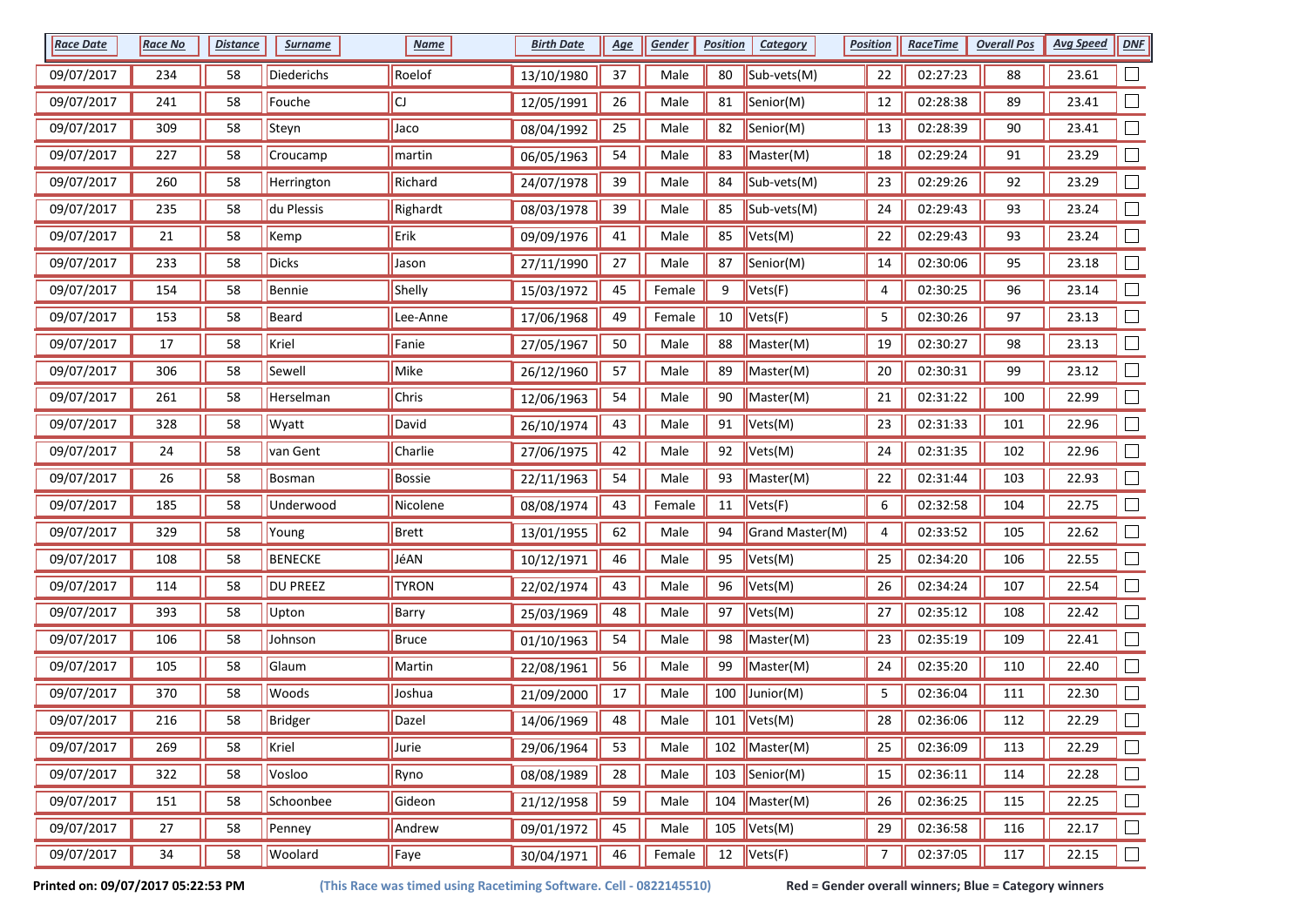| Race Date | Race No | Distance | Surname | Name | Birth Date | Age | Gender | Position | Category | Position | RaceTime | Overall Pos | Avg Speed | DNF |
|---|---|---|---|---|---|---|---|---|---|---|---|---|---|---|
| 09/07/2017 | 234 | 58 | Diederichs | Roelof | 13/10/1980 | 37 | Male | 80 | Sub-vets(M) | 22 | 02:27:23 | 88 | 23.61 | ☐ |
| 09/07/2017 | 241 | 58 | Fouche | CJ | 12/05/1991 | 26 | Male | 81 | Senior(M) | 12 | 02:28:38 | 89 | 23.41 | ☐ |
| 09/07/2017 | 309 | 58 | Steyn | Jaco | 08/04/1992 | 25 | Male | 82 | Senior(M) | 13 | 02:28:39 | 90 | 23.41 | ☐ |
| 09/07/2017 | 227 | 58 | Croucamp | martin | 06/05/1963 | 54 | Male | 83 | Master(M) | 18 | 02:29:24 | 91 | 23.29 | ☐ |
| 09/07/2017 | 260 | 58 | Herrington | Richard | 24/07/1978 | 39 | Male | 84 | Sub-vets(M) | 23 | 02:29:26 | 92 | 23.29 | ☐ |
| 09/07/2017 | 235 | 58 | du Plessis | Righardt | 08/03/1978 | 39 | Male | 85 | Sub-vets(M) | 24 | 02:29:43 | 93 | 23.24 | ☐ |
| 09/07/2017 | 21 | 58 | Kemp | Erik | 09/09/1976 | 41 | Male | 85 | Vets(M) | 22 | 02:29:43 | 93 | 23.24 | ☐ |
| 09/07/2017 | 233 | 58 | Dicks | Jason | 27/11/1990 | 27 | Male | 87 | Senior(M) | 14 | 02:30:06 | 95 | 23.18 | ☐ |
| 09/07/2017 | 154 | 58 | Bennie | Shelly | 15/03/1972 | 45 | Female | 9 | Vets(F) | 4 | 02:30:25 | 96 | 23.14 | ☐ |
| 09/07/2017 | 153 | 58 | Beard | Lee-Anne | 17/06/1968 | 49 | Female | 10 | Vets(F) | 5 | 02:30:26 | 97 | 23.13 | ☐ |
| 09/07/2017 | 17 | 58 | Kriel | Fanie | 27/05/1967 | 50 | Male | 88 | Master(M) | 19 | 02:30:27 | 98 | 23.13 | ☐ |
| 09/07/2017 | 306 | 58 | Sewell | Mike | 26/12/1960 | 57 | Male | 89 | Master(M) | 20 | 02:30:31 | 99 | 23.12 | ☐ |
| 09/07/2017 | 261 | 58 | Herselman | Chris | 12/06/1963 | 54 | Male | 90 | Master(M) | 21 | 02:31:22 | 100 | 22.99 | ☐ |
| 09/07/2017 | 328 | 58 | Wyatt | David | 26/10/1974 | 43 | Male | 91 | Vets(M) | 23 | 02:31:33 | 101 | 22.96 | ☐ |
| 09/07/2017 | 24 | 58 | van Gent | Charlie | 27/06/1975 | 42 | Male | 92 | Vets(M) | 24 | 02:31:35 | 102 | 22.96 | ☐ |
| 09/07/2017 | 26 | 58 | Bosman | Bossie | 22/11/1963 | 54 | Male | 93 | Master(M) | 22 | 02:31:44 | 103 | 22.93 | ☐ |
| 09/07/2017 | 185 | 58 | Underwood | Nicolene | 08/08/1974 | 43 | Female | 11 | Vets(F) | 6 | 02:32:58 | 104 | 22.75 | ☐ |
| 09/07/2017 | 329 | 58 | Young | Brett | 13/01/1955 | 62 | Male | 94 | Grand Master(M) | 4 | 02:33:52 | 105 | 22.62 | ☐ |
| 09/07/2017 | 108 | 58 | BENECKE | JéAN | 10/12/1971 | 46 | Male | 95 | Vets(M) | 25 | 02:34:20 | 106 | 22.55 | ☐ |
| 09/07/2017 | 114 | 58 | DU PREEZ | TYRON | 22/02/1974 | 43 | Male | 96 | Vets(M) | 26 | 02:34:24 | 107 | 22.54 | ☐ |
| 09/07/2017 | 393 | 58 | Upton | Barry | 25/03/1969 | 48 | Male | 97 | Vets(M) | 27 | 02:35:12 | 108 | 22.42 | ☐ |
| 09/07/2017 | 106 | 58 | Johnson | Bruce | 01/10/1963 | 54 | Male | 98 | Master(M) | 23 | 02:35:19 | 109 | 22.41 | ☐ |
| 09/07/2017 | 105 | 58 | Glaum | Martin | 22/08/1961 | 56 | Male | 99 | Master(M) | 24 | 02:35:20 | 110 | 22.40 | ☐ |
| 09/07/2017 | 370 | 58 | Woods | Joshua | 21/09/2000 | 17 | Male | 100 | Junior(M) | 5 | 02:36:04 | 111 | 22.30 | ☐ |
| 09/07/2017 | 216 | 58 | Bridger | Dazel | 14/06/1969 | 48 | Male | 101 | Vets(M) | 28 | 02:36:06 | 112 | 22.29 | ☐ |
| 09/07/2017 | 269 | 58 | Kriel | Jurie | 29/06/1964 | 53 | Male | 102 | Master(M) | 25 | 02:36:09 | 113 | 22.29 | ☐ |
| 09/07/2017 | 322 | 58 | Vosloo | Ryno | 08/08/1989 | 28 | Male | 103 | Senior(M) | 15 | 02:36:11 | 114 | 22.28 | ☐ |
| 09/07/2017 | 151 | 58 | Schoonbee | Gideon | 21/12/1958 | 59 | Male | 104 | Master(M) | 26 | 02:36:25 | 115 | 22.25 | ☐ |
| 09/07/2017 | 27 | 58 | Penney | Andrew | 09/01/1972 | 45 | Male | 105 | Vets(M) | 29 | 02:36:58 | 116 | 22.17 | ☐ |
| 09/07/2017 | 34 | 58 | Woolard | Faye | 30/04/1971 | 46 | Female | 12 | Vets(F) | 7 | 02:37:05 | 117 | 22.15 | ☐ |

**Printed on: 09/07/2017 05:22:53 PM** **(This Race was timed using Racetiming Software. Cell - 0822145510)** **Red = Gender overall winners; Blue = Category winners**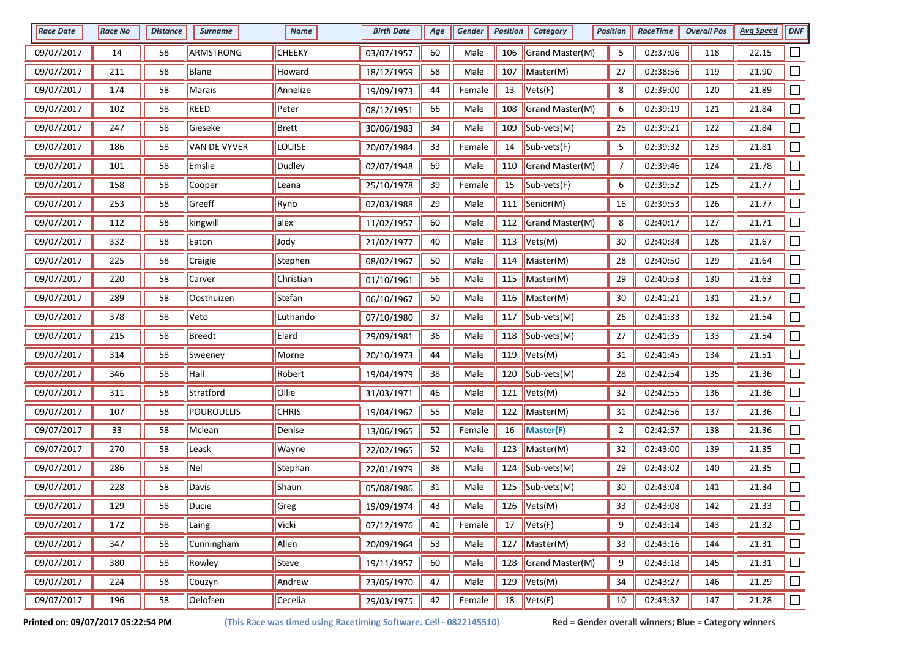| Race Date | Race No | Distance | Surname | Name | Birth Date | Age | Gender | Position | Category | Position | RaceTime | Overall Pos | Avg Speed | DNF |
|---|---|---|---|---|---|---|---|---|---|---|---|---|---|---|
| 09/07/2017 | 14 | 58 | ARMSTRONG | CHEEKY | 03/07/1957 | 60 | Male | 106 | Grand Master(M) | 5 | 02:37:06 | 118 | 22.15 | ☐ |
| 09/07/2017 | 211 | 58 | Blane | Howard | 18/12/1959 | 58 | Male | 107 | Master(M) | 27 | 02:38:56 | 119 | 21.90 | ☐ |
| 09/07/2017 | 174 | 58 | Marais | Annelize | 19/09/1973 | 44 | Female | 13 | Vets(F) | 8 | 02:39:00 | 120 | 21.89 | ☐ |
| 09/07/2017 | 102 | 58 | REED | Peter | 08/12/1951 | 66 | Male | 108 | Grand Master(M) | 6 | 02:39:19 | 121 | 21.84 | ☐ |
| 09/07/2017 | 247 | 58 | Gieseke | Brett | 30/06/1983 | 34 | Male | 109 | Sub-vets(M) | 25 | 02:39:21 | 122 | 21.84 | ☐ |
| 09/07/2017 | 186 | 58 | VAN DE VYVER | LOUISE | 20/07/1984 | 33 | Female | 14 | Sub-vets(F) | 5 | 02:39:32 | 123 | 21.81 | ☐ |
| 09/07/2017 | 101 | 58 | Emslie | Dudley | 02/07/1948 | 69 | Male | 110 | Grand Master(M) | 7 | 02:39:46 | 124 | 21.78 | ☐ |
| 09/07/2017 | 158 | 58 | Cooper | Leana | 25/10/1978 | 39 | Female | 15 | Sub-vets(F) | 6 | 02:39:52 | 125 | 21.77 | ☐ |
| 09/07/2017 | 253 | 58 | Greeff | Ryno | 02/03/1988 | 29 | Male | 111 | Senior(M) | 16 | 02:39:53 | 126 | 21.77 | ☐ |
| 09/07/2017 | 112 | 58 | kingwill | alex | 11/02/1957 | 60 | Male | 112 | Grand Master(M) | 8 | 02:40:17 | 127 | 21.71 | ☐ |
| 09/07/2017 | 332 | 58 | Eaton | Jody | 21/02/1977 | 40 | Male | 113 | Vets(M) | 30 | 02:40:34 | 128 | 21.67 | ☐ |
| 09/07/2017 | 225 | 58 | Craigie | Stephen | 08/02/1967 | 50 | Male | 114 | Master(M) | 28 | 02:40:50 | 129 | 21.64 | ☐ |
| 09/07/2017 | 220 | 58 | Carver | Christian | 01/10/1961 | 56 | Male | 115 | Master(M) | 29 | 02:40:53 | 130 | 21.63 | ☐ |
| 09/07/2017 | 289 | 58 | Oosthuizen | Stefan | 06/10/1967 | 50 | Male | 116 | Master(M) | 30 | 02:41:21 | 131 | 21.57 | ☐ |
| 09/07/2017 | 378 | 58 | Veto | Luthando | 07/10/1980 | 37 | Male | 117 | Sub-vets(M) | 26 | 02:41:33 | 132 | 21.54 | ☐ |
| 09/07/2017 | 215 | 58 | Breedt | Elard | 29/09/1981 | 36 | Male | 118 | Sub-vets(M) | 27 | 02:41:35 | 133 | 21.54 | ☐ |
| 09/07/2017 | 314 | 58 | Sweeney | Morne | 20/10/1973 | 44 | Male | 119 | Vets(M) | 31 | 02:41:45 | 134 | 21.51 | ☐ |
| 09/07/2017 | 346 | 58 | Hall | Robert | 19/04/1979 | 38 | Male | 120 | Sub-vets(M) | 28 | 02:42:54 | 135 | 21.36 | ☐ |
| 09/07/2017 | 311 | 58 | Stratford | Ollie | 31/03/1971 | 46 | Male | 121 | Vets(M) | 32 | 02:42:55 | 136 | 21.36 | ☐ |
| 09/07/2017 | 107 | 58 | POUROULLIS | CHRIS | 19/04/1962 | 55 | Male | 122 | Master(M) | 31 | 02:42:56 | 137 | 21.36 | ☐ |
| 09/07/2017 | 33 | 58 | Mclean | Denise | 13/06/1965 | 52 | Female | 16 | **Master(F)** | 2 | 02:42:57 | 138 | 21.36 | ☐ |
| 09/07/2017 | 270 | 58 | Leask | Wayne | 22/02/1965 | 52 | Male | 123 | Master(M) | 32 | 02:43:00 | 139 | 21.35 | ☐ |
| 09/07/2017 | 286 | 58 | Nel | Stephan | 22/01/1979 | 38 | Male | 124 | Sub-vets(M) | 29 | 02:43:02 | 140 | 21.35 | ☐ |
| 09/07/2017 | 228 | 58 | Davis | Shaun | 05/08/1986 | 31 | Male | 125 | Sub-vets(M) | 30 | 02:43:04 | 141 | 21.34 | ☐ |
| 09/07/2017 | 129 | 58 | Ducie | Greg | 19/09/1974 | 43 | Male | 126 | Vets(M) | 33 | 02:43:08 | 142 | 21.33 | ☐ |
| 09/07/2017 | 172 | 58 | Laing | Vicki | 07/12/1976 | 41 | Female | 17 | Vets(F) | 9 | 02:43:14 | 143 | 21.32 | ☐ |
| 09/07/2017 | 347 | 58 | Cunningham | Allen | 20/09/1964 | 53 | Male | 127 | Master(M) | 33 | 02:43:16 | 144 | 21.31 | ☐ |
| 09/07/2017 | 380 | 58 | Rowley | Steve | 19/11/1957 | 60 | Male | 128 | Grand Master(M) | 9 | 02:43:18 | 145 | 21.31 | ☐ |
| 09/07/2017 | 224 | 58 | Couzyn | Andrew | 23/05/1970 | 47 | Male | 129 | Vets(M) | 34 | 02:43:27 | 146 | 21.29 | ☐ |
| 09/07/2017 | 196 | 58 | Oelofsen | Cecelia | 29/03/1975 | 42 | Female | 18 | Vets(F) | 10 | 02:43:32 | 147 | 21.28 | ☐ |

**Printed on: 09/07/2017 05:22:54 PM** **(This Race was timed using Racetiming Software. Cell - 0822145510)** **Red = Gender overall winners; Blue = Category winners**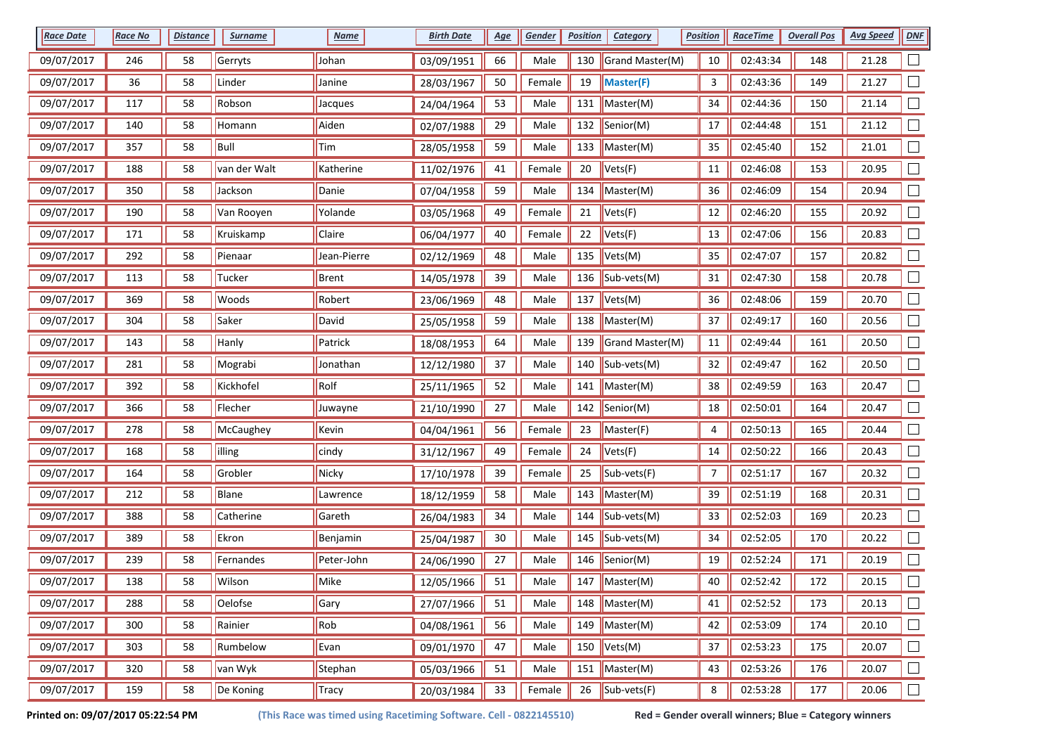| Race Date | Race No | Distance | Surname | Name | Birth Date | Age | Gender | Position | Category | Position | RaceTime | Overall Pos | Avg Speed | DNF |
|---|---|---|---|---|---|---|---|---|---|---|---|---|---|---|
| 09/07/2017 | 246 | 58 | Gerryts | Johan | 03/09/1951 | 66 | Male | 130 | Grand Master(M) | 10 | 02:43:34 | 148 | 21.28 | ☐ |
| 09/07/2017 | 36 | 58 | Linder | Janine | 28/03/1967 | 50 | Female | 19 | **Master(F)** | 3 | 02:43:36 | 149 | 21.27 | ☐ |
| 09/07/2017 | 117 | 58 | Robson | Jacques | 24/04/1964 | 53 | Male | 131 | Master(M) | 34 | 02:44:36 | 150 | 21.14 | ☐ |
| 09/07/2017 | 140 | 58 | Homann | Aiden | 02/07/1988 | 29 | Male | 132 | Senior(M) | 17 | 02:44:48 | 151 | 21.12 | ☐ |
| 09/07/2017 | 357 | 58 | Bull | Tim | 28/05/1958 | 59 | Male | 133 | Master(M) | 35 | 02:45:40 | 152 | 21.01 | ☐ |
| 09/07/2017 | 188 | 58 | van der Walt | Katherine | 11/02/1976 | 41 | Female | 20 | Vets(F) | 11 | 02:46:08 | 153 | 20.95 | ☐ |
| 09/07/2017 | 350 | 58 | Jackson | Danie | 07/04/1958 | 59 | Male | 134 | Master(M) | 36 | 02:46:09 | 154 | 20.94 | ☐ |
| 09/07/2017 | 190 | 58 | Van Rooyen | Yolande | 03/05/1968 | 49 | Female | 21 | Vets(F) | 12 | 02:46:20 | 155 | 20.92 | ☐ |
| 09/07/2017 | 171 | 58 | Kruiskamp | Claire | 06/04/1977 | 40 | Female | 22 | Vets(F) | 13 | 02:47:06 | 156 | 20.83 | ☐ |
| 09/07/2017 | 292 | 58 | Pienaar | Jean-Pierre | 02/12/1969 | 48 | Male | 135 | Vets(M) | 35 | 02:47:07 | 157 | 20.82 | ☐ |
| 09/07/2017 | 113 | 58 | Tucker | Brent | 14/05/1978 | 39 | Male | 136 | Sub-vets(M) | 31 | 02:47:30 | 158 | 20.78 | ☐ |
| 09/07/2017 | 369 | 58 | Woods | Robert | 23/06/1969 | 48 | Male | 137 | Vets(M) | 36 | 02:48:06 | 159 | 20.70 | ☐ |
| 09/07/2017 | 304 | 58 | Saker | David | 25/05/1958 | 59 | Male | 138 | Master(M) | 37 | 02:49:17 | 160 | 20.56 | ☐ |
| 09/07/2017 | 143 | 58 | Hanly | Patrick | 18/08/1953 | 64 | Male | 139 | Grand Master(M) | 11 | 02:49:44 | 161 | 20.50 | ☐ |
| 09/07/2017 | 281 | 58 | Mograbi | Jonathan | 12/12/1980 | 37 | Male | 140 | Sub-vets(M) | 32 | 02:49:47 | 162 | 20.50 | ☐ |
| 09/07/2017 | 392 | 58 | Kickhofel | Rolf | 25/11/1965 | 52 | Male | 141 | Master(M) | 38 | 02:49:59 | 163 | 20.47 | ☐ |
| 09/07/2017 | 366 | 58 | Flecher | Juwayne | 21/10/1990 | 27 | Male | 142 | Senior(M) | 18 | 02:50:01 | 164 | 20.47 | ☐ |
| 09/07/2017 | 278 | 58 | McCaughey | Kevin | 04/04/1961 | 56 | Female | 23 | Master(F) | 4 | 02:50:13 | 165 | 20.44 | ☐ |
| 09/07/2017 | 168 | 58 | illing | cindy | 31/12/1967 | 49 | Female | 24 | Vets(F) | 14 | 02:50:22 | 166 | 20.43 | ☐ |
| 09/07/2017 | 164 | 58 | Grobler | Nicky | 17/10/1978 | 39 | Female | 25 | Sub-vets(F) | 7 | 02:51:17 | 167 | 20.32 | ☐ |
| 09/07/2017 | 212 | 58 | Blane | Lawrence | 18/12/1959 | 58 | Male | 143 | Master(M) | 39 | 02:51:19 | 168 | 20.31 | ☐ |
| 09/07/2017 | 388 | 58 | Catherine | Gareth | 26/04/1983 | 34 | Male | 144 | Sub-vets(M) | 33 | 02:52:03 | 169 | 20.23 | ☐ |
| 09/07/2017 | 389 | 58 | Ekron | Benjamin | 25/04/1987 | 30 | Male | 145 | Sub-vets(M) | 34 | 02:52:05 | 170 | 20.22 | ☐ |
| 09/07/2017 | 239 | 58 | Fernandes | Peter-John | 24/06/1990 | 27 | Male | 146 | Senior(M) | 19 | 02:52:24 | 171 | 20.19 | ☐ |
| 09/07/2017 | 138 | 58 | Wilson | Mike | 12/05/1966 | 51 | Male | 147 | Master(M) | 40 | 02:52:42 | 172 | 20.15 | ☐ |
| 09/07/2017 | 288 | 58 | Oelofse | Gary | 27/07/1966 | 51 | Male | 148 | Master(M) | 41 | 02:52:52 | 173 | 20.13 | ☐ |
| 09/07/2017 | 300 | 58 | Rainier | Rob | 04/08/1961 | 56 | Male | 149 | Master(M) | 42 | 02:53:09 | 174 | 20.10 | ☐ |
| 09/07/2017 | 303 | 58 | Rumbelow | Evan | 09/01/1970 | 47 | Male | 150 | Vets(M) | 37 | 02:53:23 | 175 | 20.07 | ☐ |
| 09/07/2017 | 320 | 58 | van Wyk | Stephan | 05/03/1966 | 51 | Male | 151 | Master(M) | 43 | 02:53:26 | 176 | 20.07 | ☐ |
| 09/07/2017 | 159 | 58 | De Koning | Tracy | 20/03/1984 | 33 | Female | 26 | Sub-vets(F) | 8 | 02:53:28 | 177 | 20.06 | ☐ |

**Printed on: 09/07/2017 05:22:54 PM** **(This Race was timed using Racetiming Software. Cell - 0822145510)** **Red = Gender overall winners; Blue = Category winners**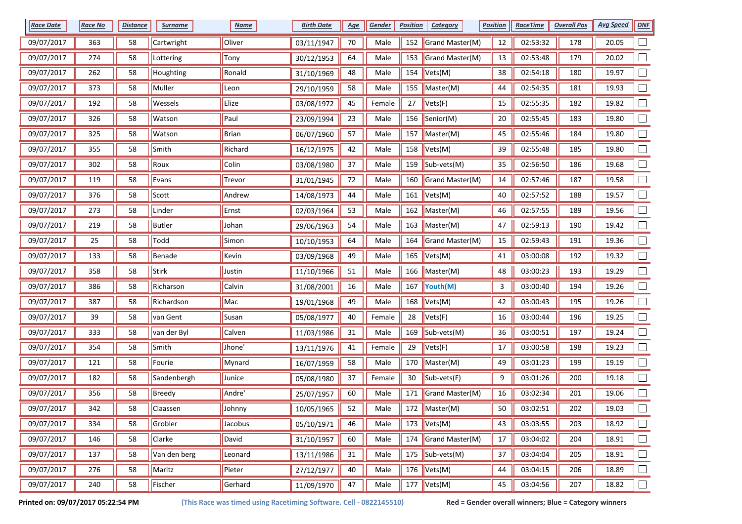| Race Date | Race No | Distance | Surname | Name | Birth Date | Age | Gender | Position | Category | Position | RaceTime | Overall Pos | Avg Speed | DNF |
|---|---|---|---|---|---|---|---|---|---|---|---|---|---|---|
| 09/07/2017 | 363 | 58 | Cartwright | Oliver | 03/11/1947 | 70 | Male | 152 | Grand Master(M) | 12 | 02:53:32 | 178 | 20.05 | ☐ |
| 09/07/2017 | 274 | 58 | Lottering | Tony | 30/12/1953 | 64 | Male | 153 | Grand Master(M) | 13 | 02:53:48 | 179 | 20.02 | ☐ |
| 09/07/2017 | 262 | 58 | Houghting | Ronald | 31/10/1969 | 48 | Male | 154 | Vets(M) | 38 | 02:54:18 | 180 | 19.97 | ☐ |
| 09/07/2017 | 373 | 58 | Muller | Leon | 29/10/1959 | 58 | Male | 155 | Master(M) | 44 | 02:54:35 | 181 | 19.93 | ☐ |
| 09/07/2017 | 192 | 58 | Wessels | Elize | 03/08/1972 | 45 | Female | 27 | Vets(F) | 15 | 02:55:35 | 182 | 19.82 | ☐ |
| 09/07/2017 | 326 | 58 | Watson | Paul | 23/09/1994 | 23 | Male | 156 | Senior(M) | 20 | 02:55:45 | 183 | 19.80 | ☐ |
| 09/07/2017 | 325 | 58 | Watson | Brian | 06/07/1960 | 57 | Male | 157 | Master(M) | 45 | 02:55:46 | 184 | 19.80 | ☐ |
| 09/07/2017 | 355 | 58 | Smith | Richard | 16/12/1975 | 42 | Male | 158 | Vets(M) | 39 | 02:55:48 | 185 | 19.80 | ☐ |
| 09/07/2017 | 302 | 58 | Roux | Colin | 03/08/1980 | 37 | Male | 159 | Sub-vets(M) | 35 | 02:56:50 | 186 | 19.68 | ☐ |
| 09/07/2017 | 119 | 58 | Evans | Trevor | 31/01/1945 | 72 | Male | 160 | Grand Master(M) | 14 | 02:57:46 | 187 | 19.58 | ☐ |
| 09/07/2017 | 376 | 58 | Scott | Andrew | 14/08/1973 | 44 | Male | 161 | Vets(M) | 40 | 02:57:52 | 188 | 19.57 | ☐ |
| 09/07/2017 | 273 | 58 | Linder | Ernst | 02/03/1964 | 53 | Male | 162 | Master(M) | 46 | 02:57:55 | 189 | 19.56 | ☐ |
| 09/07/2017 | 219 | 58 | Butler | Johan | 29/06/1963 | 54 | Male | 163 | Master(M) | 47 | 02:59:13 | 190 | 19.42 | ☐ |
| 09/07/2017 | 25 | 58 | Todd | Simon | 10/10/1953 | 64 | Male | 164 | Grand Master(M) | 15 | 02:59:43 | 191 | 19.36 | ☐ |
| 09/07/2017 | 133 | 58 | Benade | Kevin | 03/09/1968 | 49 | Male | 165 | Vets(M) | 41 | 03:00:08 | 192 | 19.32 | ☐ |
| 09/07/2017 | 358 | 58 | Stirk | Justin | 11/10/1966 | 51 | Male | 166 | Master(M) | 48 | 03:00:23 | 193 | 19.29 | ☐ |
| 09/07/2017 | 386 | 58 | Richarson | Calvin | 31/08/2001 | 16 | Male | 167 | **Youth(M)** | 3 | 03:00:40 | 194 | 19.26 | ☐ |
| 09/07/2017 | 387 | 58 | Richardson | Mac | 19/01/1968 | 49 | Male | 168 | Vets(M) | 42 | 03:00:43 | 195 | 19.26 | ☐ |
| 09/07/2017 | 39 | 58 | van Gent | Susan | 05/08/1977 | 40 | Female | 28 | Vets(F) | 16 | 03:00:44 | 196 | 19.25 | ☐ |
| 09/07/2017 | 333 | 58 | van der Byl | Calven | 11/03/1986 | 31 | Male | 169 | Sub-vets(M) | 36 | 03:00:51 | 197 | 19.24 | ☐ |
| 09/07/2017 | 354 | 58 | Smith | Jhone' | 13/11/1976 | 41 | Female | 29 | Vets(F) | 17 | 03:00:58 | 198 | 19.23 | ☐ |
| 09/07/2017 | 121 | 58 | Fourie | Mynard | 16/07/1959 | 58 | Male | 170 | Master(M) | 49 | 03:01:23 | 199 | 19.19 | ☐ |
| 09/07/2017 | 182 | 58 | Sandenbergh | Junice | 05/08/1980 | 37 | Female | 30 | Sub-vets(F) | 9 | 03:01:26 | 200 | 19.18 | ☐ |
| 09/07/2017 | 356 | 58 | Breedy | Andre' | 25/07/1957 | 60 | Male | 171 | Grand Master(M) | 16 | 03:02:34 | 201 | 19.06 | ☐ |
| 09/07/2017 | 342 | 58 | Claassen | Johnny | 10/05/1965 | 52 | Male | 172 | Master(M) | 50 | 03:02:51 | 202 | 19.03 | ☐ |
| 09/07/2017 | 334 | 58 | Grobler | Jacobus | 05/10/1971 | 46 | Male | 173 | Vets(M) | 43 | 03:03:55 | 203 | 18.92 | ☐ |
| 09/07/2017 | 146 | 58 | Clarke | David | 31/10/1957 | 60 | Male | 174 | Grand Master(M) | 17 | 03:04:02 | 204 | 18.91 | ☐ |
| 09/07/2017 | 137 | 58 | Van den berg | Leonard | 13/11/1986 | 31 | Male | 175 | Sub-vets(M) | 37 | 03:04:04 | 205 | 18.91 | ☐ |
| 09/07/2017 | 276 | 58 | Maritz | Pieter | 27/12/1977 | 40 | Male | 176 | Vets(M) | 44 | 03:04:15 | 206 | 18.89 | ☐ |
| 09/07/2017 | 240 | 58 | Fischer | Gerhard | 11/09/1970 | 47 | Male | 177 | Vets(M) | 45 | 03:04:56 | 207 | 18.82 | ☐ |

**Printed on: 09/07/2017 05:22:54 PM** **(This Race was timed using Racetiming Software. Cell - 0822145510)** **Red = Gender overall winners; Blue = Category winners**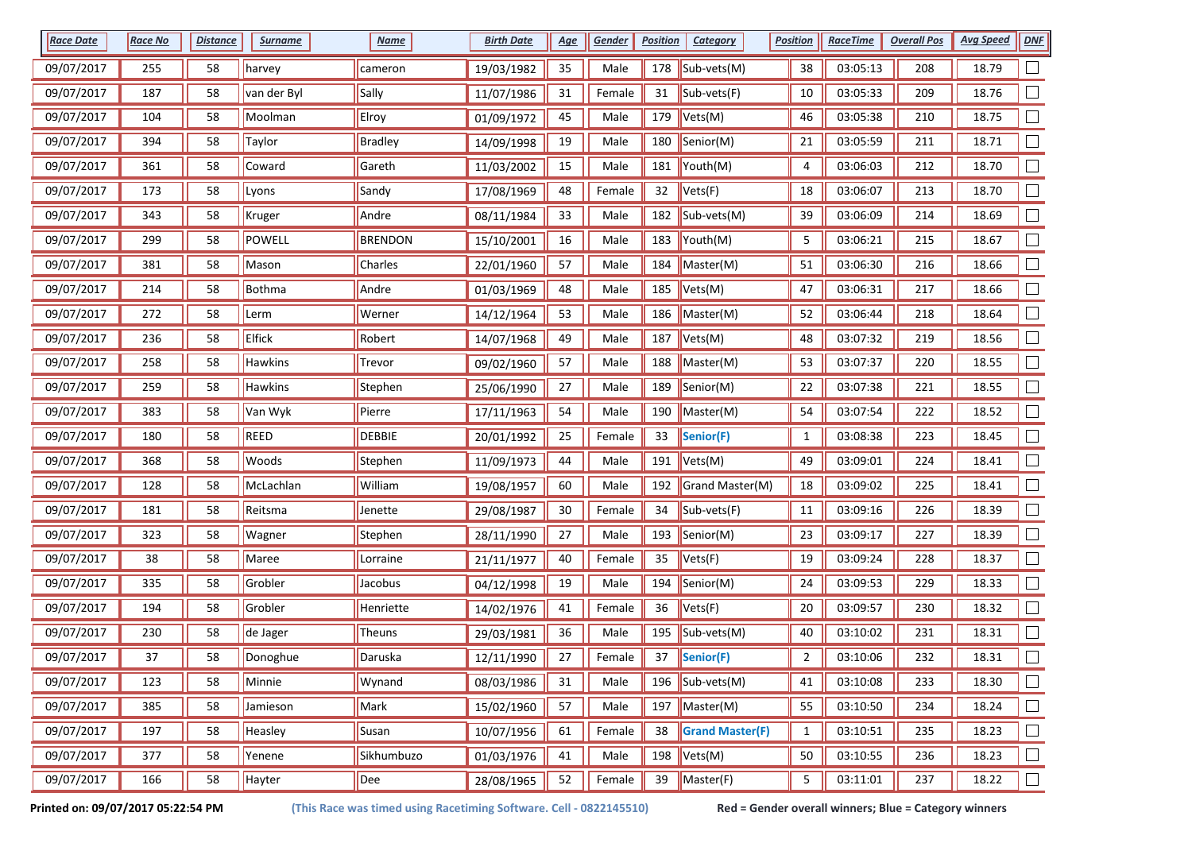| Race Date | Race No | Distance | Surname | Name | Birth Date | Age | Gender | Position | Category | Position | RaceTime | Overall Pos | Avg Speed | DNF |
|---|---|---|---|---|---|---|---|---|---|---|---|---|---|---|
| 09/07/2017 | 255 | 58 | harvey | cameron | 19/03/1982 | 35 | Male | 178 | Sub-vets(M) | 38 | 03:05:13 | 208 | 18.79 | ☐ |
| 09/07/2017 | 187 | 58 | van der Byl | Sally | 11/07/1986 | 31 | Female | 31 | Sub-vets(F) | 10 | 03:05:33 | 209 | 18.76 | ☐ |
| 09/07/2017 | 104 | 58 | Moolman | Elroy | 01/09/1972 | 45 | Male | 179 | Vets(M) | 46 | 03:05:38 | 210 | 18.75 | ☐ |
| 09/07/2017 | 394 | 58 | Taylor | Bradley | 14/09/1998 | 19 | Male | 180 | Senior(M) | 21 | 03:05:59 | 211 | 18.71 | ☐ |
| 09/07/2017 | 361 | 58 | Coward | Gareth | 11/03/2002 | 15 | Male | 181 | Youth(M) | 4 | 03:06:03 | 212 | 18.70 | ☐ |
| 09/07/2017 | 173 | 58 | Lyons | Sandy | 17/08/1969 | 48 | Female | 32 | Vets(F) | 18 | 03:06:07 | 213 | 18.70 | ☐ |
| 09/07/2017 | 343 | 58 | Kruger | Andre | 08/11/1984 | 33 | Male | 182 | Sub-vets(M) | 39 | 03:06:09 | 214 | 18.69 | ☐ |
| 09/07/2017 | 299 | 58 | POWELL | BRENDON | 15/10/2001 | 16 | Male | 183 | Youth(M) | 5 | 03:06:21 | 215 | 18.67 | ☐ |
| 09/07/2017 | 381 | 58 | Mason | Charles | 22/01/1960 | 57 | Male | 184 | Master(M) | 51 | 03:06:30 | 216 | 18.66 | ☐ |
| 09/07/2017 | 214 | 58 | Bothma | Andre | 01/03/1969 | 48 | Male | 185 | Vets(M) | 47 | 03:06:31 | 217 | 18.66 | ☐ |
| 09/07/2017 | 272 | 58 | Lerm | Werner | 14/12/1964 | 53 | Male | 186 | Master(M) | 52 | 03:06:44 | 218 | 18.64 | ☐ |
| 09/07/2017 | 236 | 58 | Elfick | Robert | 14/07/1968 | 49 | Male | 187 | Vets(M) | 48 | 03:07:32 | 219 | 18.56 | ☐ |
| 09/07/2017 | 258 | 58 | Hawkins | Trevor | 09/02/1960 | 57 | Male | 188 | Master(M) | 53 | 03:07:37 | 220 | 18.55 | ☐ |
| 09/07/2017 | 259 | 58 | Hawkins | Stephen | 25/06/1990 | 27 | Male | 189 | Senior(M) | 22 | 03:07:38 | 221 | 18.55 | ☐ |
| 09/07/2017 | 383 | 58 | Van Wyk | Pierre | 17/11/1963 | 54 | Male | 190 | Master(M) | 54 | 03:07:54 | 222 | 18.52 | ☐ |
| 09/07/2017 | 180 | 58 | REED | DEBBIE | 20/01/1992 | 25 | Female | 33 | **Senior(F)** | 1 | 03:08:38 | 223 | 18.45 | ☐ |
| 09/07/2017 | 368 | 58 | Woods | Stephen | 11/09/1973 | 44 | Male | 191 | Vets(M) | 49 | 03:09:01 | 224 | 18.41 | ☐ |
| 09/07/2017 | 128 | 58 | McLachlan | William | 19/08/1957 | 60 | Male | 192 | Grand Master(M) | 18 | 03:09:02 | 225 | 18.41 | ☐ |
| 09/07/2017 | 181 | 58 | Reitsma | Jenette | 29/08/1987 | 30 | Female | 34 | Sub-vets(F) | 11 | 03:09:16 | 226 | 18.39 | ☐ |
| 09/07/2017 | 323 | 58 | Wagner | Stephen | 28/11/1990 | 27 | Male | 193 | Senior(M) | 23 | 03:09:17 | 227 | 18.39 | ☐ |
| 09/07/2017 | 38 | 58 | Maree | Lorraine | 21/11/1977 | 40 | Female | 35 | Vets(F) | 19 | 03:09:24 | 228 | 18.37 | ☐ |
| 09/07/2017 | 335 | 58 | Grobler | Jacobus | 04/12/1998 | 19 | Male | 194 | Senior(M) | 24 | 03:09:53 | 229 | 18.33 | ☐ |
| 09/07/2017 | 194 | 58 | Grobler | Henriette | 14/02/1976 | 41 | Female | 36 | Vets(F) | 20 | 03:09:57 | 230 | 18.32 | ☐ |
| 09/07/2017 | 230 | 58 | de Jager | Theuns | 29/03/1981 | 36 | Male | 195 | Sub-vets(M) | 40 | 03:10:02 | 231 | 18.31 | ☐ |
| 09/07/2017 | 37 | 58 | Donoghue | Daruska | 12/11/1990 | 27 | Female | 37 | **Senior(F)** | 2 | 03:10:06 | 232 | 18.31 | ☐ |
| 09/07/2017 | 123 | 58 | Minnie | Wynand | 08/03/1986 | 31 | Male | 196 | Sub-vets(M) | 41 | 03:10:08 | 233 | 18.30 | ☐ |
| 09/07/2017 | 385 | 58 | Jamieson | Mark | 15/02/1960 | 57 | Male | 197 | Master(M) | 55 | 03:10:50 | 234 | 18.24 | ☐ |
| 09/07/2017 | 197 | 58 | Heasley | Susan | 10/07/1956 | 61 | Female | 38 | **Grand Master(F)** | 1 | 03:10:51 | 235 | 18.23 | ☐ |
| 09/07/2017 | 377 | 58 | Yenene | Sikhumbuzo | 01/03/1976 | 41 | Male | 198 | Vets(M) | 50 | 03:10:55 | 236 | 18.23 | ☐ |
| 09/07/2017 | 166 | 58 | Hayter | Dee | 28/08/1965 | 52 | Female | 39 | Master(F) | 5 | 03:11:01 | 237 | 18.22 | ☐ |

**Printed on: 09/07/2017 05:22:54 PM** (This Race was timed using Racetiming Software. Cell - 0822145510) **Red = Gender overall winners; Blue = Category winners**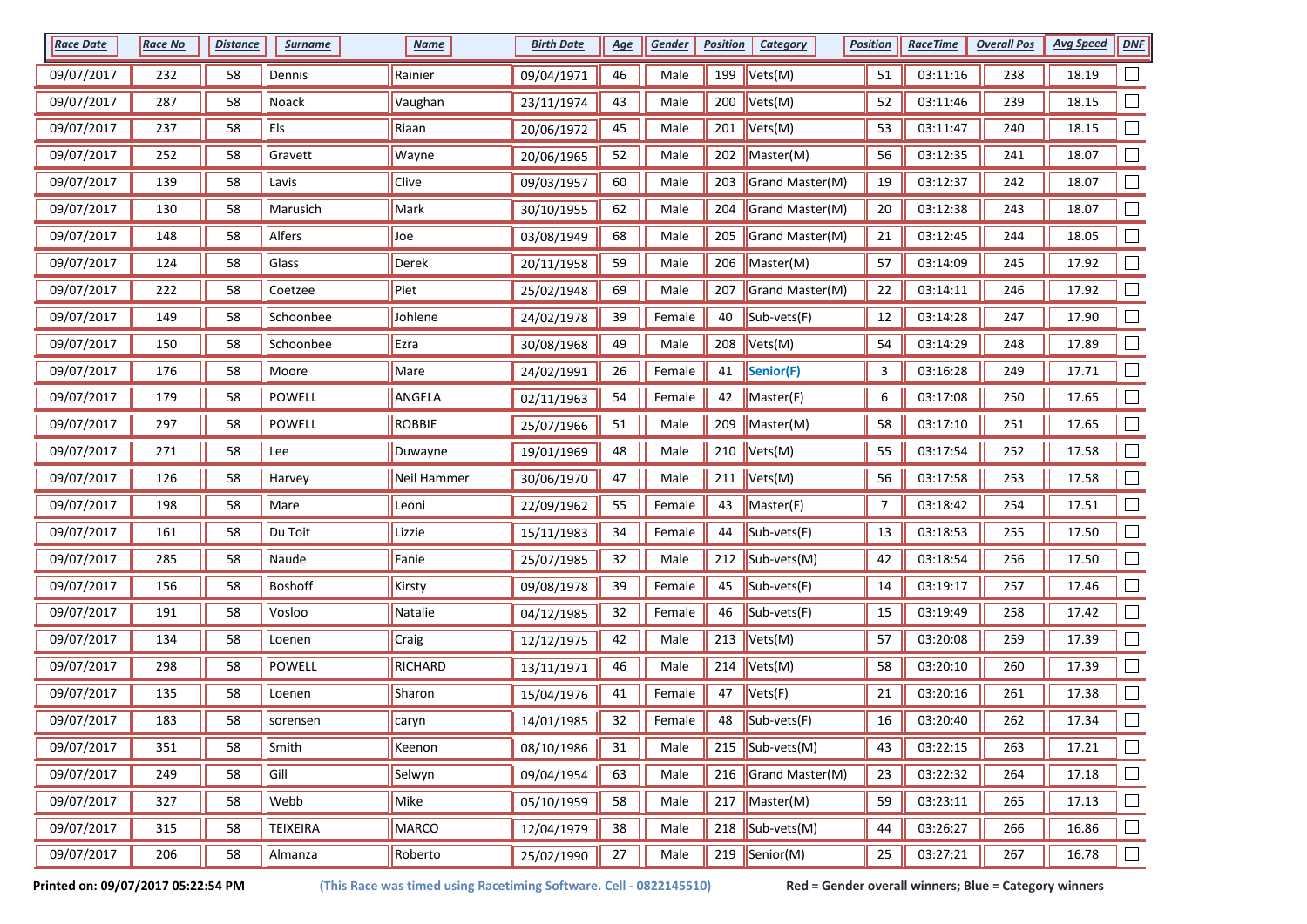| Race Date | Race No | Distance | Surname | Name | Birth Date | Age | Gender | Position | Category | Position | RaceTime | Overall Pos | Avg Speed | DNF |
|---|---|---|---|---|---|---|---|---|---|---|---|---|---|---|
| 09/07/2017 | 232 | 58 | Dennis | Rainier | 09/04/1971 | 46 | Male | 199 | Vets(M) | 51 | 03:11:16 | 238 | 18.19 | ☐ |
| 09/07/2017 | 287 | 58 | Noack | Vaughan | 23/11/1974 | 43 | Male | 200 | Vets(M) | 52 | 03:11:46 | 239 | 18.15 | ☐ |
| 09/07/2017 | 237 | 58 | Els | Riaan | 20/06/1972 | 45 | Male | 201 | Vets(M) | 53 | 03:11:47 | 240 | 18.15 | ☐ |
| 09/07/2017 | 252 | 58 | Gravett | Wayne | 20/06/1965 | 52 | Male | 202 | Master(M) | 56 | 03:12:35 | 241 | 18.07 | ☐ |
| 09/07/2017 | 139 | 58 | Lavis | Clive | 09/03/1957 | 60 | Male | 203 | Grand Master(M) | 19 | 03:12:37 | 242 | 18.07 | ☐ |
| 09/07/2017 | 130 | 58 | Marusich | Mark | 30/10/1955 | 62 | Male | 204 | Grand Master(M) | 20 | 03:12:38 | 243 | 18.07 | ☐ |
| 09/07/2017 | 148 | 58 | Alfers | Joe | 03/08/1949 | 68 | Male | 205 | Grand Master(M) | 21 | 03:12:45 | 244 | 18.05 | ☐ |
| 09/07/2017 | 124 | 58 | Glass | Derek | 20/11/1958 | 59 | Male | 206 | Master(M) | 57 | 03:14:09 | 245 | 17.92 | ☐ |
| 09/07/2017 | 222 | 58 | Coetzee | Piet | 25/02/1948 | 69 | Male | 207 | Grand Master(M) | 22 | 03:14:11 | 246 | 17.92 | ☐ |
| 09/07/2017 | 149 | 58 | Schoonbee | Johlene | 24/02/1978 | 39 | Female | 40 | Sub-vets(F) | 12 | 03:14:28 | 247 | 17.90 | ☐ |
| 09/07/2017 | 150 | 58 | Schoonbee | Ezra | 30/08/1968 | 49 | Male | 208 | Vets(M) | 54 | 03:14:29 | 248 | 17.89 | ☐ |
| 09/07/2017 | 176 | 58 | Moore | Mare | 24/02/1991 | 26 | Female | 41 | **Senior(F)** | 3 | 03:16:28 | 249 | 17.71 | ☐ |
| 09/07/2017 | 179 | 58 | POWELL | ANGELA | 02/11/1963 | 54 | Female | 42 | Master(F) | 6 | 03:17:08 | 250 | 17.65 | ☐ |
| 09/07/2017 | 297 | 58 | POWELL | ROBBIE | 25/07/1966 | 51 | Male | 209 | Master(M) | 58 | 03:17:10 | 251 | 17.65 | ☐ |
| 09/07/2017 | 271 | 58 | Lee | Duwayne | 19/01/1969 | 48 | Male | 210 | Vets(M) | 55 | 03:17:54 | 252 | 17.58 | ☐ |
| 09/07/2017 | 126 | 58 | Harvey | Neil Hammer | 30/06/1970 | 47 | Male | 211 | Vets(M) | 56 | 03:17:58 | 253 | 17.58 | ☐ |
| 09/07/2017 | 198 | 58 | Mare | Leoni | 22/09/1962 | 55 | Female | 43 | Master(F) | 7 | 03:18:42 | 254 | 17.51 | ☐ |
| 09/07/2017 | 161 | 58 | Du Toit | Lizzie | 15/11/1983 | 34 | Female | 44 | Sub-vets(F) | 13 | 03:18:53 | 255 | 17.50 | ☐ |
| 09/07/2017 | 285 | 58 | Naude | Fanie | 25/07/1985 | 32 | Male | 212 | Sub-vets(M) | 42 | 03:18:54 | 256 | 17.50 | ☐ |
| 09/07/2017 | 156 | 58 | Boshoff | Kirsty | 09/08/1978 | 39 | Female | 45 | Sub-vets(F) | 14 | 03:19:17 | 257 | 17.46 | ☐ |
| 09/07/2017 | 191 | 58 | Vosloo | Natalie | 04/12/1985 | 32 | Female | 46 | Sub-vets(F) | 15 | 03:19:49 | 258 | 17.42 | ☐ |
| 09/07/2017 | 134 | 58 | Loenen | Craig | 12/12/1975 | 42 | Male | 213 | Vets(M) | 57 | 03:20:08 | 259 | 17.39 | ☐ |
| 09/07/2017 | 298 | 58 | POWELL | RICHARD | 13/11/1971 | 46 | Male | 214 | Vets(M) | 58 | 03:20:10 | 260 | 17.39 | ☐ |
| 09/07/2017 | 135 | 58 | Loenen | Sharon | 15/04/1976 | 41 | Female | 47 | Vets(F) | 21 | 03:20:16 | 261 | 17.38 | ☐ |
| 09/07/2017 | 183 | 58 | sorensen | caryn | 14/01/1985 | 32 | Female | 48 | Sub-vets(F) | 16 | 03:20:40 | 262 | 17.34 | ☐ |
| 09/07/2017 | 351 | 58 | Smith | Keenon | 08/10/1986 | 31 | Male | 215 | Sub-vets(M) | 43 | 03:22:15 | 263 | 17.21 | ☐ |
| 09/07/2017 | 249 | 58 | Gill | Selwyn | 09/04/1954 | 63 | Male | 216 | Grand Master(M) | 23 | 03:22:32 | 264 | 17.18 | ☐ |
| 09/07/2017 | 327 | 58 | Webb | Mike | 05/10/1959 | 58 | Male | 217 | Master(M) | 59 | 03:23:11 | 265 | 17.13 | ☐ |
| 09/07/2017 | 315 | 58 | TEIXEIRA | MARCO | 12/04/1979 | 38 | Male | 218 | Sub-vets(M) | 44 | 03:26:27 | 266 | 16.86 | ☐ |
| 09/07/2017 | 206 | 58 | Almanza | Roberto | 25/02/1990 | 27 | Male | 219 | Senior(M) | 25 | 03:27:21 | 267 | 16.78 | ☐ |

**Printed on: 09/07/2017 05:22:54 PM** **(This Race was timed using Racetiming Software. Cell - 0822145510)** **Red = Gender overall winners; Blue = Category winners**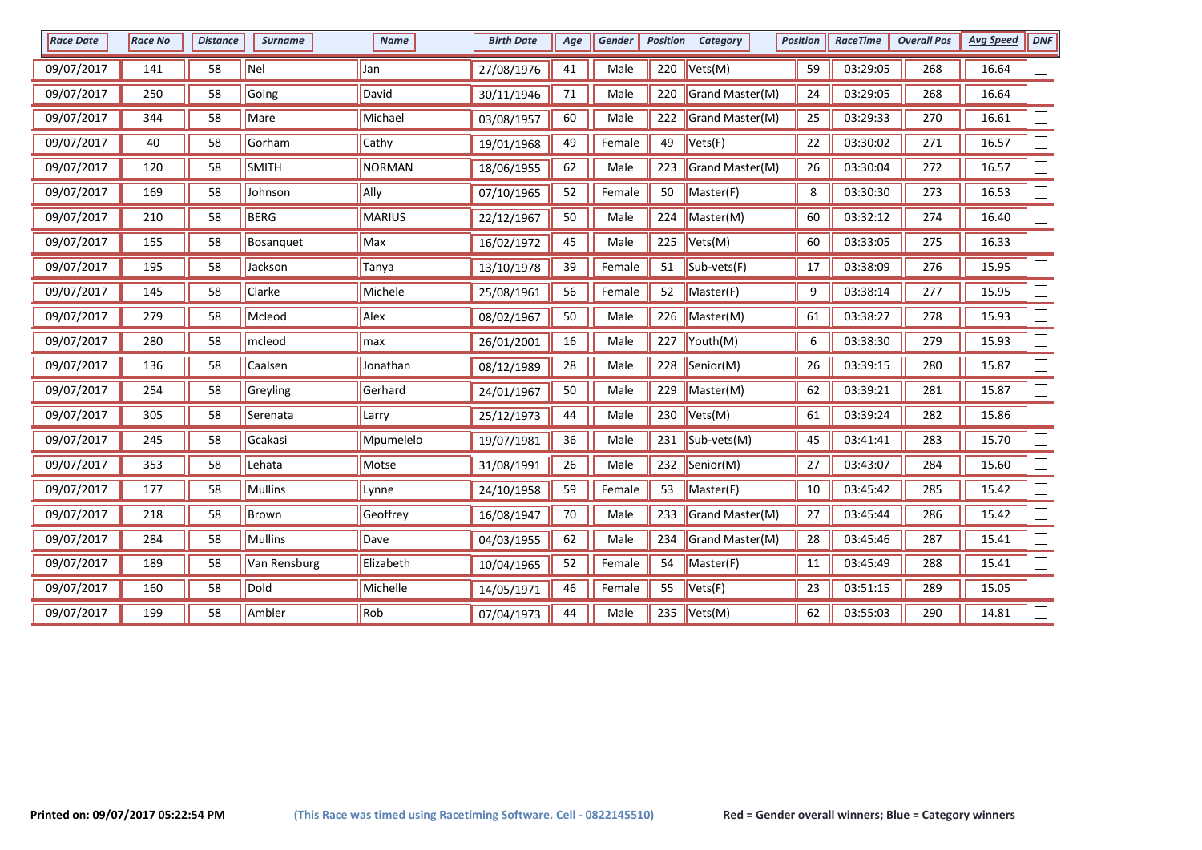| Race Date | Race No | Distance | Surname | Name | Birth Date | Age | Gender | Position | Category | Position | RaceTime | Overall Pos | Avg Speed | DNF |
|---|---|---|---|---|---|---|---|---|---|---|---|---|---|---|
| 09/07/2017 | 141 | 58 | Nel | Jan | 27/08/1976 | 41 | Male | 220 | Vets(M) | 59 | 03:29:05 | 268 | 16.64 | ☐ |
| 09/07/2017 | 250 | 58 | Going | David | 30/11/1946 | 71 | Male | 220 | Grand Master(M) | 24 | 03:29:05 | 268 | 16.64 | ☐ |
| 09/07/2017 | 344 | 58 | Mare | Michael | 03/08/1957 | 60 | Male | 222 | Grand Master(M) | 25 | 03:29:33 | 270 | 16.61 | ☐ |
| 09/07/2017 | 40 | 58 | Gorham | Cathy | 19/01/1968 | 49 | Female | 49 | Vets(F) | 22 | 03:30:02 | 271 | 16.57 | ☐ |
| 09/07/2017 | 120 | 58 | SMITH | NORMAN | 18/06/1955 | 62 | Male | 223 | Grand Master(M) | 26 | 03:30:04 | 272 | 16.57 | ☐ |
| 09/07/2017 | 169 | 58 | Johnson | Ally | 07/10/1965 | 52 | Female | 50 | Master(F) | 8 | 03:30:30 | 273 | 16.53 | ☐ |
| 09/07/2017 | 210 | 58 | BERG | MARIUS | 22/12/1967 | 50 | Male | 224 | Master(M) | 60 | 03:32:12 | 274 | 16.40 | ☐ |
| 09/07/2017 | 155 | 58 | Bosanquet | Max | 16/02/1972 | 45 | Male | 225 | Vets(M) | 60 | 03:33:05 | 275 | 16.33 | ☐ |
| 09/07/2017 | 195 | 58 | Jackson | Tanya | 13/10/1978 | 39 | Female | 51 | Sub-vets(F) | 17 | 03:38:09 | 276 | 15.95 | ☐ |
| 09/07/2017 | 145 | 58 | Clarke | Michele | 25/08/1961 | 56 | Female | 52 | Master(F) | 9 | 03:38:14 | 277 | 15.95 | ☐ |
| 09/07/2017 | 279 | 58 | Mcleod | Alex | 08/02/1967 | 50 | Male | 226 | Master(M) | 61 | 03:38:27 | 278 | 15.93 | ☐ |
| 09/07/2017 | 280 | 58 | mcleod | max | 26/01/2001 | 16 | Male | 227 | Youth(M) | 6 | 03:38:30 | 279 | 15.93 | ☐ |
| 09/07/2017 | 136 | 58 | Caalsen | Jonathan | 08/12/1989 | 28 | Male | 228 | Senior(M) | 26 | 03:39:15 | 280 | 15.87 | ☐ |
| 09/07/2017 | 254 | 58 | Greyling | Gerhard | 24/01/1967 | 50 | Male | 229 | Master(M) | 62 | 03:39:21 | 281 | 15.87 | ☐ |
| 09/07/2017 | 305 | 58 | Serenata | Larry | 25/12/1973 | 44 | Male | 230 | Vets(M) | 61 | 03:39:24 | 282 | 15.86 | ☐ |
| 09/07/2017 | 245 | 58 | Gcakasi | Mpumelelo | 19/07/1981 | 36 | Male | 231 | Sub-vets(M) | 45 | 03:41:41 | 283 | 15.70 | ☐ |
| 09/07/2017 | 353 | 58 | Lehata | Motse | 31/08/1991 | 26 | Male | 232 | Senior(M) | 27 | 03:43:07 | 284 | 15.60 | ☐ |
| 09/07/2017 | 177 | 58 | Mullins | Lynne | 24/10/1958 | 59 | Female | 53 | Master(F) | 10 | 03:45:42 | 285 | 15.42 | ☐ |
| 09/07/2017 | 218 | 58 | Brown | Geoffrey | 16/08/1947 | 70 | Male | 233 | Grand Master(M) | 27 | 03:45:44 | 286 | 15.42 | ☐ |
| 09/07/2017 | 284 | 58 | Mullins | Dave | 04/03/1955 | 62 | Male | 234 | Grand Master(M) | 28 | 03:45:46 | 287 | 15.41 | ☐ |
| 09/07/2017 | 189 | 58 | Van Rensburg | Elizabeth | 10/04/1965 | 52 | Female | 54 | Master(F) | 11 | 03:45:49 | 288 | 15.41 | ☐ |
| 09/07/2017 | 160 | 58 | Dold | Michelle | 14/05/1971 | 46 | Female | 55 | Vets(F) | 23 | 03:51:15 | 289 | 15.05 | ☐ |
| 09/07/2017 | 199 | 58 | Ambler | Rob | 07/04/1973 | 44 | Male | 235 | Vets(M) | 62 | 03:55:03 | 290 | 14.81 | ☐ |

**Printed on: 09/07/2017 05:22:54 PM** **(This Race was timed using Racetiming Software. Cell - 0822145510)** **Red = Gender overall winners; Blue = Category winners**